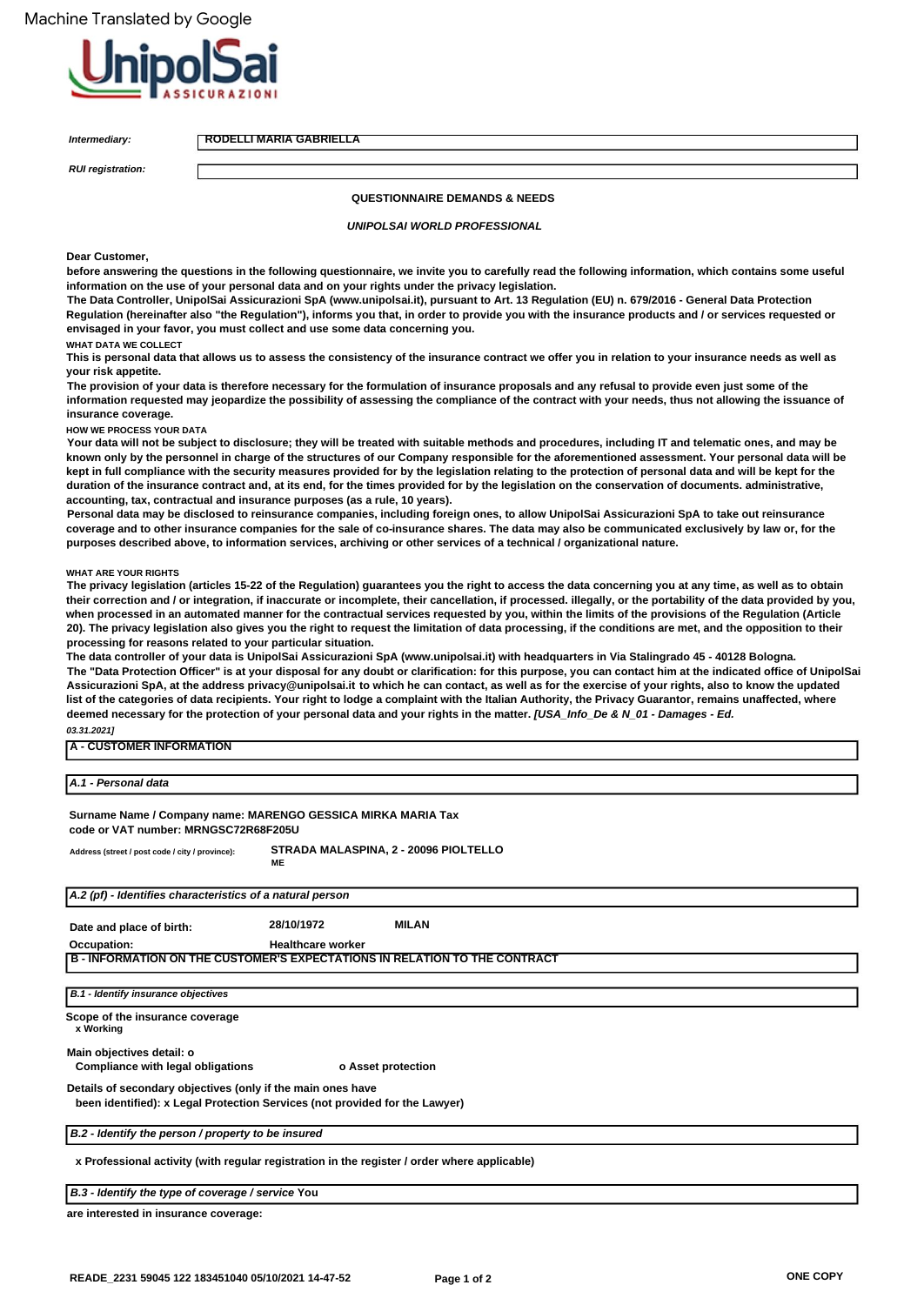Machine Translated by Google

UnipolSai ASSICURAZIONI

| | |
|---|---|
| *Intermediary:* | RODELLI MARIA GABRIELLA |
| *RUI registration:* | |

**QUESTIONNAIRE DEMANDS & NEEDS**

***UNIPOLSAI WORLD PROFESSIONAL***

**Dear Customer,**

**before answering the questions in the following questionnaire, we invite you to carefully read the following information, which contains some useful information on the use of your personal data and on your rights under the privacy legislation.**

**The Data Controller, UnipolSai Assicurazioni SpA (www.unipolsai.it), pursuant to Art. 13 Regulation (EU) n. 679/2016 - General Data Protection Regulation (hereinafter also "the Regulation"), informs you that, in order to provide you with the insurance products and / or services requested or envisaged in your favor, you must collect and use some data concerning you.**

**WHAT DATA WE COLLECT**

**This is personal data that allows us to assess the consistency of the insurance contract we offer you in relation to your insurance needs as well as your risk appetite.**

**The provision of your data is therefore necessary for the formulation of insurance proposals and any refusal to provide even just some of the information requested may jeopardize the possibility of assessing the compliance of the contract with your needs, thus not allowing the issuance of insurance coverage.**

**HOW WE PROCESS YOUR DATA**

**Your data will not be subject to disclosure; they will be treated with suitable methods and procedures, including IT and telematic ones, and may be known only by the personnel in charge of the structures of our Company responsible for the aforementioned assessment. Your personal data will be kept in full compliance with the security measures provided for by the legislation relating to the protection of personal data and will be kept for the duration of the insurance contract and, at its end, for the times provided for by the legislation on the conservation of documents. administrative, accounting, tax, contractual and insurance purposes (as a rule, 10 years).**

**Personal data may be disclosed to reinsurance companies, including foreign ones, to allow UnipolSai Assicurazioni SpA to take out reinsurance coverage and to other insurance companies for the sale of co-insurance shares. The data may also be communicated exclusively by law or, for the purposes described above, to information services, archiving or other services of a technical / organizational nature.**

**WHAT ARE YOUR RIGHTS**

**The privacy legislation (articles 15-22 of the Regulation) guarantees you the right to access the data concerning you at any time, as well as to obtain their correction and / or integration, if inaccurate or incomplete, their cancellation, if processed. illegally, or the portability of the data provided by you, when processed in an automated manner for the contractual services requested by you, within the limits of the provisions of the Regulation (Article 20). The privacy legislation also gives you the right to request the limitation of data processing, if the conditions are met, and the opposition to their processing for reasons related to your particular situation.**

**The data controller of your data is UnipolSai Assicurazioni SpA (www.unipolsai.it) with headquarters in Via Stalingrado 45 - 40128 Bologna.**

**The "Data Protection Officer" is at your disposal for any doubt or clarification: for this purpose, you can contact him at the indicated office of UnipolSai Assicurazioni SpA, at the address privacy@unipolsai.it to which he can contact, as well as for the exercise of your rights, also to know the updated list of the categories of data recipients. Your right to lodge a complaint with the Italian Authority, the Privacy Guarantor, remains unaffected, where deemed necessary for the protection of your personal data and your rights in the matter. *[USA_Info_De & N_01 - Damages - Ed. 03.31.2021]***

## A - CUSTOMER INFORMATION

### *A.1 - Personal data*

**Surname Name / Company name: MARENGO GESSICA MIRKA MARIA Tax code or VAT number: MRNGSC72R68F205U**

| | |
|---|---|
| Address (street / post code / city / province): | **STRADA MALASPINA, 2 - 20096 PIOLTELLO ME** |

### *A.2 (pf) - Identifies characteristics of a natural person*

| | | |
|---|---|---|
| **Date and place of birth:** | **28/10/1972** | **MILAN** |
| **Occupation:** | **Healthcare worker** | |

## B - INFORMATION ON THE CUSTOMER'S EXPECTATIONS IN RELATION TO THE CONTRACT

### *B.1 - Identify insurance objectives*

**Scope of the insurance coverage**

**x Working**

**Main objectives detail: o**

**Compliance with legal obligations** **o Asset protection**

**Details of secondary objectives (only if the main ones have been identified): x Legal Protection Services (not provided for the Lawyer)**

### *B.2 - Identify the person / property to be insured*

**x Professional activity (with regular registration in the register / order where applicable)**

### *B.3 - Identify the type of coverage / service* You

**are interested in insurance coverage:**

**READE_2231 59045 122 183451040 05/10/2021 14-47-52**

**ONE COPY**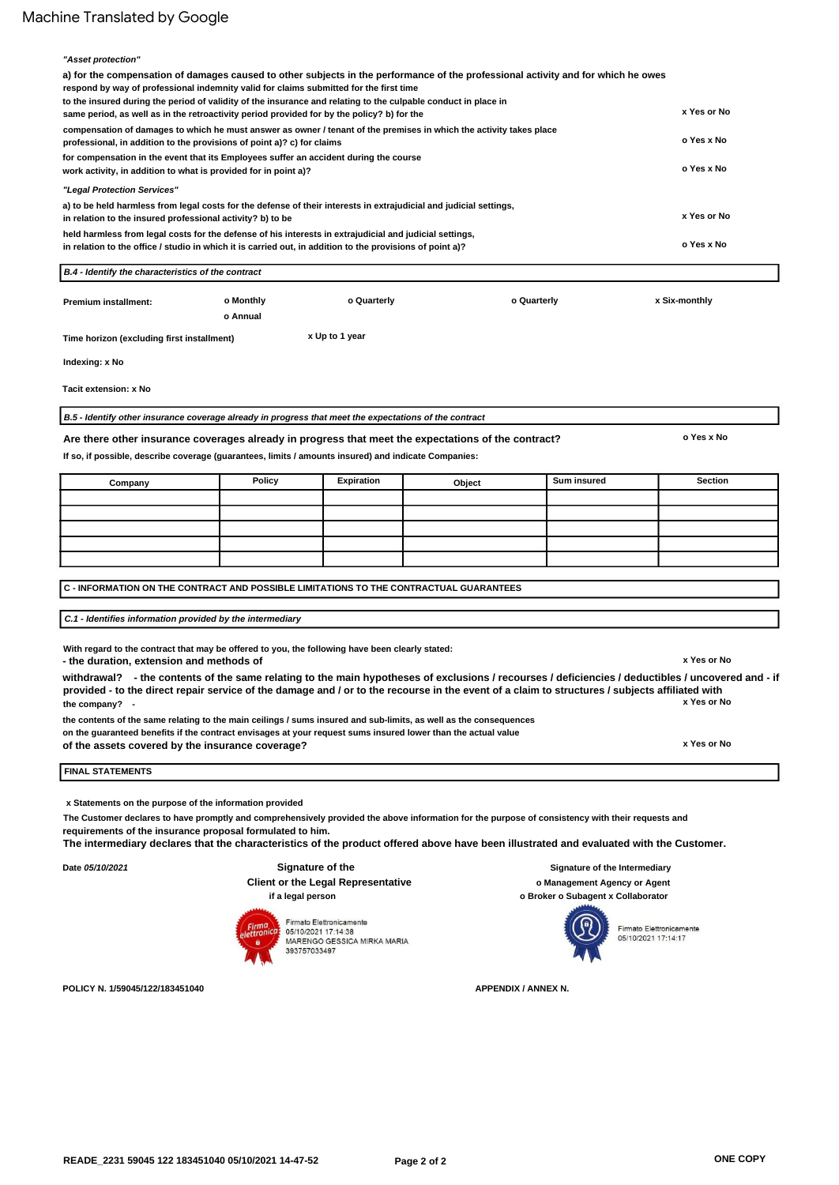Machine Translated by Google

*"Asset protection"*

a) for the compensation of damages caused to other subjects in the performance of the professional activity and for which he owes respond by way of professional indemnity valid for claims submitted for the first time to the insured during the period of validity of the insurance and relating to the culpable conduct in place in same period, as well as in the retroactivity period provided for by the policy? b) for the — **x Yes or No**

compensation of damages to which he must answer as owner / tenant of the premises in which the activity takes place professional, in addition to the provisions of point a)? c) for claims — **o Yes x No**

for compensation in the event that its Employees suffer an accident during the course work activity, in addition to what is provided for in point a)? — **o Yes x No**

*"Legal Protection Services"*

a) to be held harmless from legal costs for the defense of their interests in extrajudicial and judicial settings, in relation to the insured professional activity? b) to be — **x Yes or No**

held harmless from legal costs for the defense of his interests in extrajudicial and judicial settings, in relation to the office / studio in which it is carried out, in addition to the provisions of point a)? — **o Yes x No**

***B.4 - Identify the characteristics of the contract***

**Premium installment:** o Monthly · o Annual · o Quarterly · o Quarterly · x Six-monthly

**Time horizon (excluding first installment)** x Up to 1 year

**Indexing:** x No

**Tacit extension:** x No

***B.5 - Identify other insurance coverage already in progress that meet the expectations of the contract***

**Are there other insurance coverages already in progress that meet the expectations of the contract?** — **o Yes x No**

**If so, if possible, describe coverage (guarantees, limits / amounts insured) and indicate Companies:**

| Company | Policy | Expiration | Object | Sum insured | Section |
|---|---|---|---|---|---|
| | | | | | |
| | | | | | |
| | | | | | |
| | | | | | |
| | | | | | |

**C - INFORMATION ON THE CONTRACT AND POSSIBLE LIMITATIONS TO THE CONTRACTUAL GUARANTEES**

***C.1 - Identifies information provided by the intermediary***

With regard to the contract that may be offered to you, the following have been clearly stated:

- the duration, extension and methods of withdrawal? — **x Yes or No**
- the contents of the same relating to the main hypotheses of exclusions / recourses / deficiencies / deductibles / uncovered and - if provided - to the direct repair service of the damage and / or to the recourse in the event of a claim to structures / subjects affiliated with the company? — **x Yes or No**
- the contents of the same relating to the main ceilings / sums insured and sub-limits, as well as the consequences on the guaranteed benefits if the contract envisages at your request sums insured lower than the actual value of the assets covered by the insurance coverage? — **x Yes or No**

**FINAL STATEMENTS**

**x Statements on the purpose of the information provided**

The Customer declares to have promptly and comprehensively provided the above information for the purpose of consistency with their requests and requirements of the insurance proposal formulated to him.

**The intermediary declares that the characteristics of the product offered above have been illustrated and evaluated with the Customer.**

**Date** *05/10/2021*

**Signature of the Client or the Legal Representative if a legal person**

Firma elettronica — Firmato Elettronicamente 05/10/2021 17:14:38 MARENGO GESSICA MIRKA MARIA 393757033497

**Signature of the Intermediary**
o Management Agency or Agent
o Broker o Subagent x Collaborator

Firmato Elettronicamente 05/10/2021 17:14:17

**POLICY N. 1/59045/122/183451040** — **APPENDIX / ANNEX N.**

**READE_2231 59045 122 183451040 05/10/2021 14-47-52** — **ONE COPY**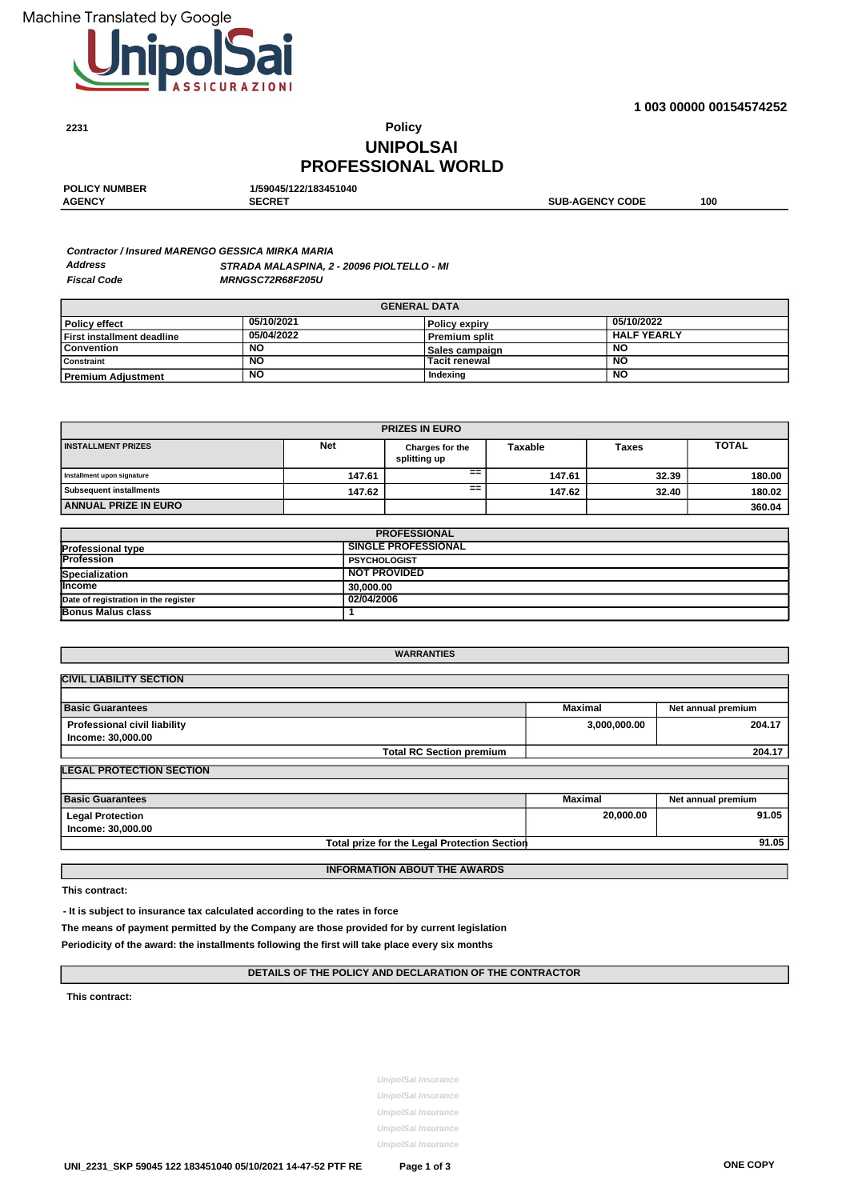Machine Translated by Google

1 003 00000 00154574252

2231

# Policy
# UNIPOLSAI PROFESSIONAL WORLD

| POLICY NUMBER | 1/59045/122/183451040 | | |
|---|---|---|---|
| AGENCY | SECRET | SUB-AGENCY CODE | 100 |

***Contractor / Insured MARENGO GESSICA MIRKA MARIA***
***Address*** ***STRADA MALASPINA, 2 - 20096 PIOLTELLO - MI***
***Fiscal Code*** ***MRNGSC72R68F205U***

| GENERAL DATA | | | |
|---|---|---|---|
| Policy effect | 05/10/2021 | Policy expiry | 05/10/2022 |
| First installment deadline | 05/04/2022 | Premium split | HALF YEARLY |
| Convention | NO | Sales campaign | NO |
| Constraint | NO | Tacit renewal | NO |
| Premium Adjustment | NO | Indexing | NO |

| PRIZES IN EURO | | | | | |
|---|---|---|---|---|---|
| INSTALLMENT PRIZES | Net | Charges for the splitting up | Taxable | Taxes | TOTAL |
| Installment upon signature | 147.61 | == | 147.61 | 32.39 | 180.00 |
| Subsequent installments | 147.62 | == | 147.62 | 32.40 | 180.02 |
| ANNUAL PRIZE IN EURO | | | | | 360.04 |

| PROFESSIONAL | |
|---|---|
| Professional type | SINGLE PROFESSIONAL |
| Profession | PSYCHOLOGIST |
| Specialization | NOT PROVIDED |
| Income | 30,000.00 |
| Date of registration in the register | 02/04/2006 |
| Bonus Malus class | 1 |

## WARRANTIES

### CIVIL LIABILITY SECTION

| Basic Guarantees | Maximal | Net annual premium |
|---|---|---|
| Professional civil liability<br>Income: 30,000.00 | 3,000,000.00 | 204.17 |
| Total RC Section premium | | 204.17 |

### LEGAL PROTECTION SECTION

| Basic Guarantees | Maximal | Net annual premium |
|---|---|---|
| Legal Protection<br>Income: 30,000.00 | 20,000.00 | 91.05 |
| Total prize for the Legal Protection Section | | 91.05 |

## INFORMATION ABOUT THE AWARDS

**This contract:**

**- It is subject to insurance tax calculated according to the rates in force**

**The means of payment permitted by the Company are those provided for by current legislation**

**Periodicity of the award: the installments following the first will take place every six months**

## DETAILS OF THE POLICY AND DECLARATION OF THE CONTRACTOR

**This contract:**

UnipolSai Insurance
UnipolSai Insurance
UnipolSai Insurance
UnipolSai Insurance
UnipolSai Insurance

UNI_2231_SKP 59045 122 183451040 05/10/2021 14-47-52 PTF RE

ONE COPY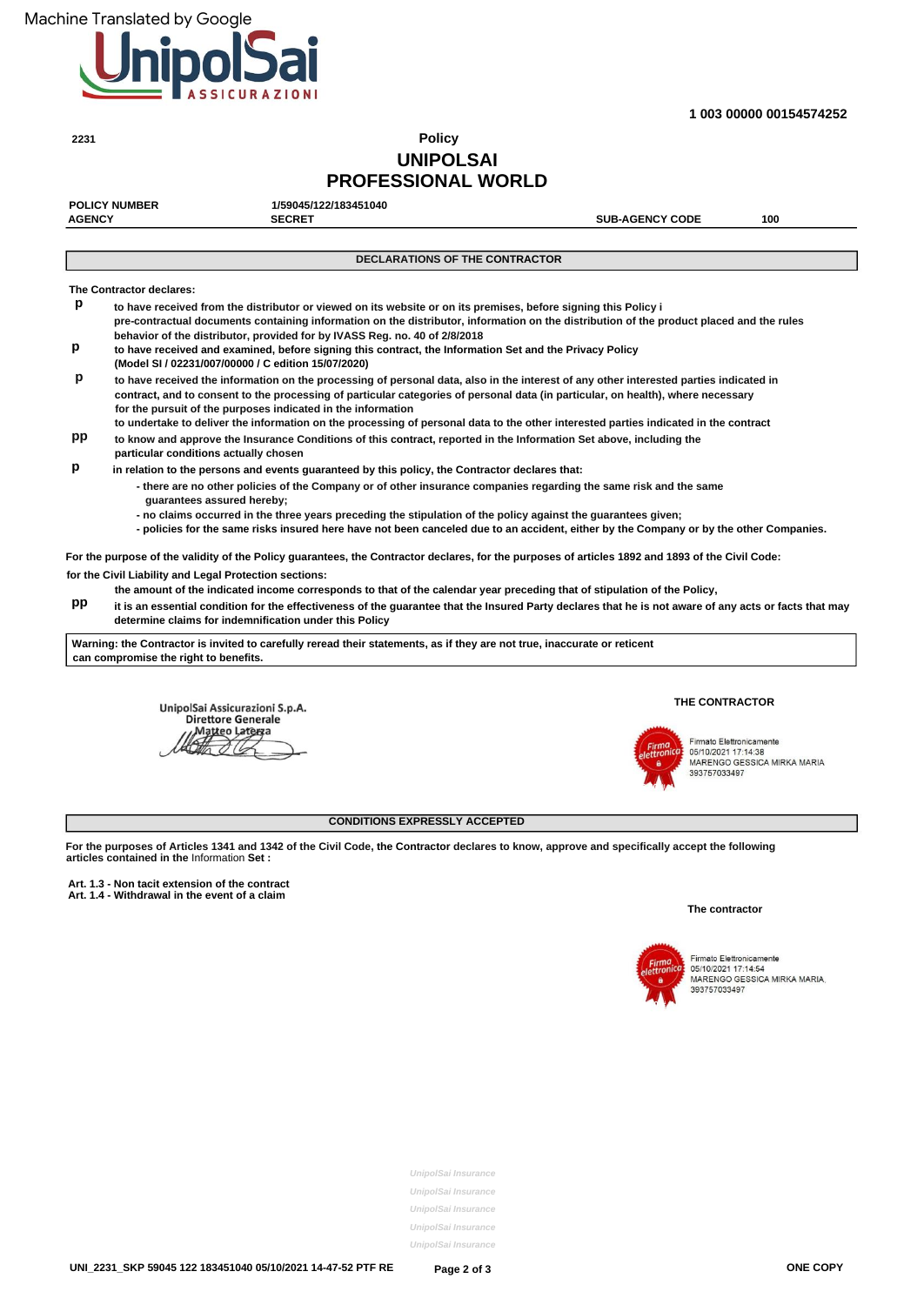Machine Translated by Google

**1 003 00000 00154574252**

2231

# Policy
# UNIPOLSAI PROFESSIONAL WORLD

| POLICY NUMBER | 1/59045/122/183451040 | | |
|---|---|---|---|
| AGENCY | SECRET | SUB-AGENCY CODE | 100 |

## DECLARATIONS OF THE CONTRACTOR

**The Contractor declares:**

**p** to have received from the distributor or viewed on its website or on its premises, before signing this Policy i pre-contractual documents containing information on the distributor, information on the distribution of the product placed and the rules behavior of the distributor, provided for by IVASS Reg. no. 40 of 2/8/2018

**p** to have received and examined, before signing this contract, the Information Set and the Privacy Policy (Model SI / 02231/007/00000 / C edition 15/07/2020)

**p** to have received the information on the processing of personal data, also in the interest of any other interested parties indicated in contract, and to consent to the processing of particular categories of personal data (in particular, on health), where necessary for the pursuit of the purposes indicated in the information
to undertake to deliver the information on the processing of personal data to the other interested parties indicated in the contract

**pp** to know and approve the Insurance Conditions of this contract, reported in the Information Set above, including the particular conditions actually chosen

**p** in relation to the persons and events guaranteed by this policy, the Contractor declares that:
- there are no other policies of the Company or of other insurance companies regarding the same risk and the same guarantees assured hereby;
- no claims occurred in the three years preceding the stipulation of the policy against the guarantees given;
- policies for the same risks insured here have not been canceled due to an accident, either by the Company or by the other Companies.

**For the purpose of the validity of the Policy guarantees, the Contractor declares, for the purposes of articles 1892 and 1893 of the Civil Code:**

**for the Civil Liability and Legal Protection sections:**
the amount of the indicated income corresponds to that of the calendar year preceding that of stipulation of the Policy,

**pp** it is an essential condition for the effectiveness of the guarantee that the Insured Party declares that he is not aware of any acts or facts that may determine claims for indemnification under this Policy

**Warning: the Contractor is invited to carefully reread their statements, as if they are not true, inaccurate or reticent can compromise the right to benefits.**

UnipolSai Assicurazioni S.p.A.
Direttore Generale
Matteo Laterza

**THE CONTRACTOR**

Firma elettronica
Firmato Elettronicamente
05/10/2021 17:14:38
MARENGO GESSICA MIRKA MARIA
393757033497

## CONDITIONS EXPRESSLY ACCEPTED

**For the purposes of Articles 1341 and 1342 of the Civil Code, the Contractor declares to know, approve and specifically accept the following articles contained in the** Information **Set :**

**Art. 1.3 - Non tacit extension of the contract**
**Art. 1.4 - Withdrawal in the event of a claim**

**The contractor**

Firma elettronica
Firmato Elettronicamente
05/10/2021 17:14:54
MARENGO GESSICA MIRKA MARIA
393757033497

*UnipolSai Insurance*
*UnipolSai Insurance*
*UnipolSai Insurance*
*UnipolSai Insurance*
*UnipolSai Insurance*

UNI_2231_SKP 59045 122 183451040 05/10/2021 14-47-52 PTF RE — ONE COPY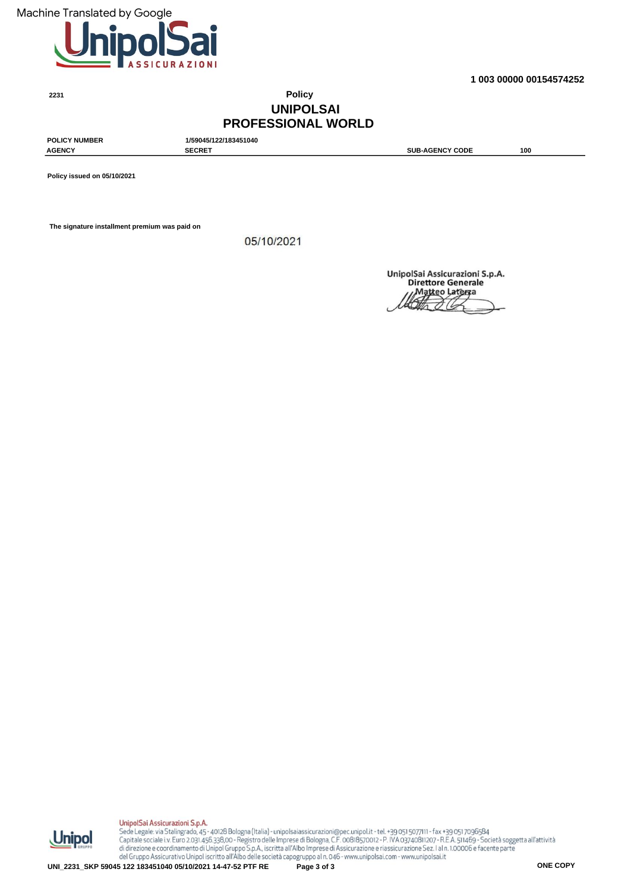Machine Translated by Google

**1 003 00000 00154574252**

**2231**

**Policy**

# UNIPOLSAI
# PROFESSIONAL WORLD

| | | | |
|---|---|---|---|
| **POLICY NUMBER** | **1/59045/122/183451040** | | |
| **AGENCY** | **SECRET** | **SUB-AGENCY CODE** | **100** |

**Policy issued on 05/10/2021**

**The signature installment premium was paid on**

05/10/2021

UnipolSai Assicurazioni S.p.A.
Direttore Generale
Matteo Laterza

UnipolSai Assicurazioni S.p.A.
Sede Legale: via Stalingrado, 45 - 40128 Bologna (Italia) - unipolsaiassicurazioni@pec.unipol.it - tel. +39 051 5077111 - fax +39 051 7096584
Capitale sociale i.v. Euro 2.031.456.338,00 - Registro delle Imprese di Bologna, C.F. 00818570012 - P. IVA 03740811207 - R.E.A. 511469 - Società soggetta all'attività di direzione e coordinamento di Unipol Gruppo S.p.A., iscritta all'Albo Imprese di Assicurazione e riassicurazione Sez. I al n. 1.00006 e facente parte del Gruppo Assicurativo Unipol iscritto all'Albo delle società capogruppo al n. 046 - www.unipolsai.com - www.unipolsai.it

**UNI_2231_SKP 59045 122 183451040 05/10/2021 14-47-52 PTF RE** **ONE COPY**